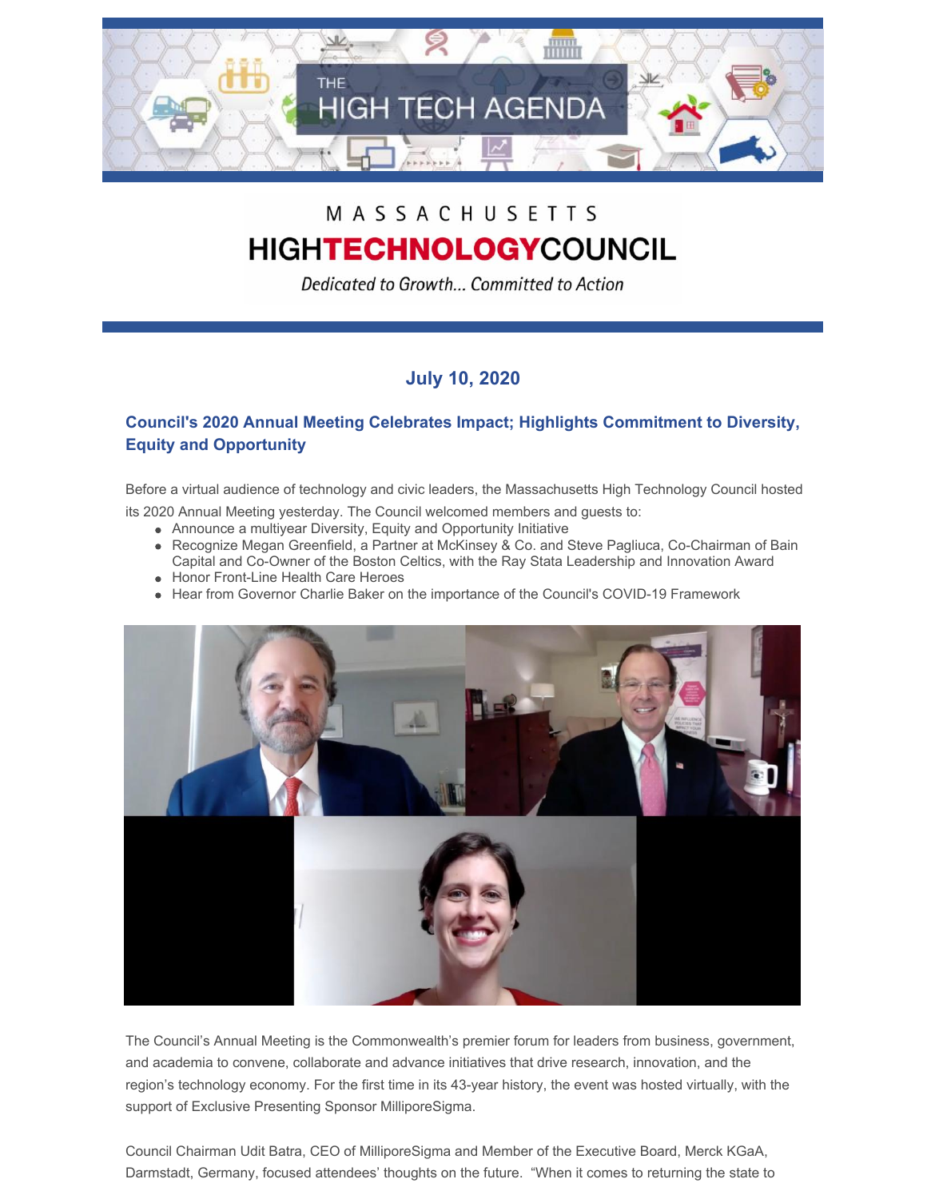THE HIGH TECH AGENDA

MASSACHUSETTS

HIGHTECHNOLOGYCOUNCIL

*Dedicated to Growth... Committed to Action*

### July 10, 2020

### Council's 2020 Annual Meeting Celebrates Impact; Highlights Commitment to Diversity, Equity and Opportunity

Before a virtual audience of technology and civic leaders, the Massachusetts High Technology Council hosted its 2020 Annual Meeting yesterday. The Council welcomed members and guests to:

- Announce a multiyear Diversity, Equity and Opportunity Initiative
- Recognize Megan Greenfield, a Partner at McKinsey & Co. and Steve Pagliuca, Co-Chairman of Bain Capital and Co-Owner of the Boston Celtics, with the Ray Stata Leadership and Innovation Award
- Honor Front-Line Health Care Heroes
- Hear from Governor Charlie Baker on the importance of the Council's COVID-19 Framework

The Council's Annual Meeting is the Commonwealth's premier forum for leaders from business, government, and academia to convene, collaborate and advance initiatives that drive research, innovation, and the region's technology economy. For the first time in its 43-year history, the event was hosted virtually, with the support of Exclusive Presenting Sponsor MilliporeSigma.

Council Chairman Udit Batra, CEO of MilliporeSigma and Member of the Executive Board, Merck KGaA, Darmstadt, Germany, focused attendees' thoughts on the future. "When it comes to returning the state to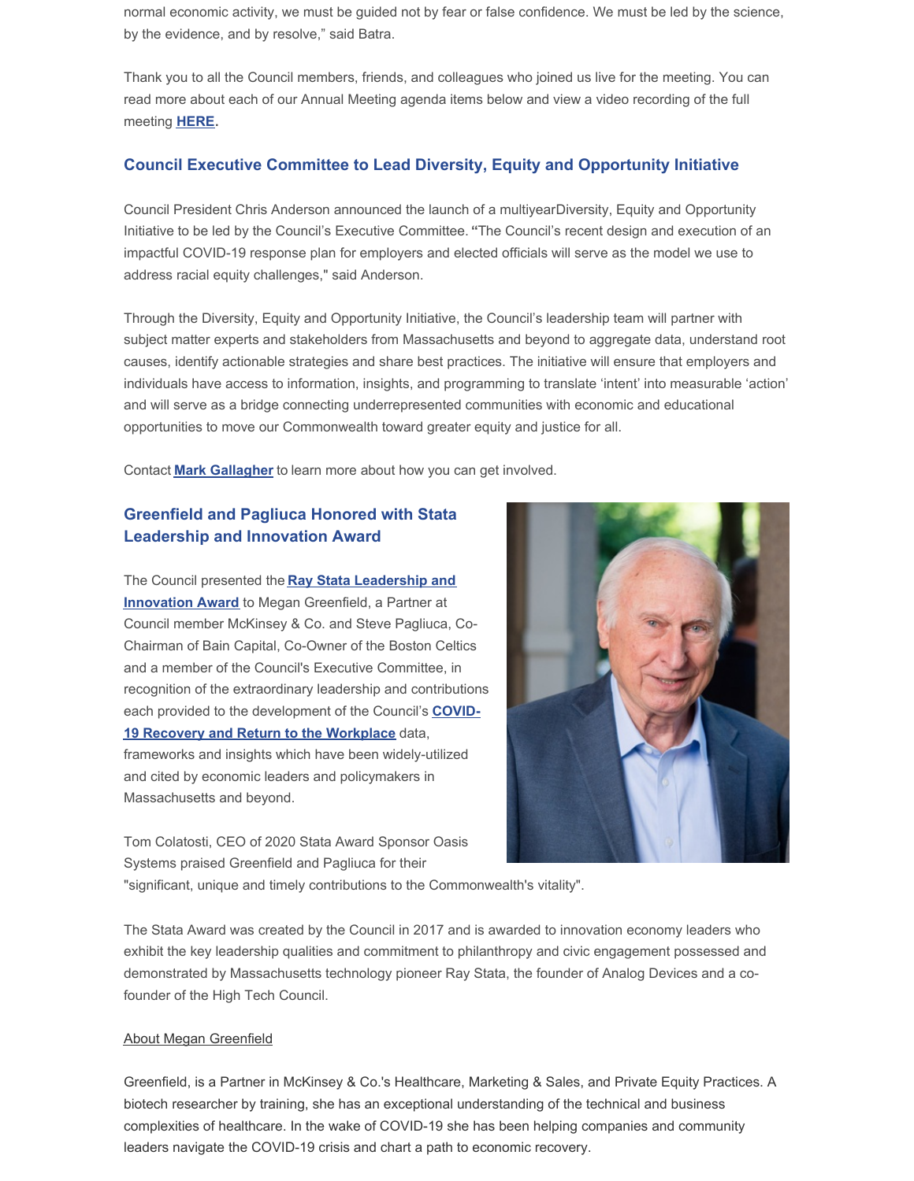normal economic activity, we must be guided not by fear or false confidence. We must be led by the science, by the evidence, and by resolve," said Batra.

Thank you to all the Council members, friends, and colleagues who joined us live for the meeting. You can read more about each of our Annual Meeting agenda items below and view a video recording of the full meeting **HERE**.

### Council Executive Committee to Lead Diversity, Equity and Opportunity Initiative

Council President Chris Anderson announced the launch of a multiyearDiversity, Equity and Opportunity Initiative to be led by the Council's Executive Committee. "The Council's recent design and execution of an impactful COVID-19 response plan for employers and elected officials will serve as the model we use to address racial equity challenges," said Anderson.

Through the Diversity, Equity and Opportunity Initiative, the Council's leadership team will partner with subject matter experts and stakeholders from Massachusetts and beyond to aggregate data, understand root causes, identify actionable strategies and share best practices. The initiative will ensure that employers and individuals have access to information, insights, and programming to translate 'intent' into measurable 'action' and will serve as a bridge connecting underrepresented communities with economic and educational opportunities to move our Commonwealth toward greater equity and justice for all.

Contact **Mark Gallagher** to learn more about how you can get involved.

### Greenfield and Pagliuca Honored with Stata Leadership and Innovation Award

The Council presented the **Ray Stata Leadership and Innovation Award** to Megan Greenfield, a Partner at Council member McKinsey & Co. and Steve Pagliuca, Co-Chairman of Bain Capital, Co-Owner of the Boston Celtics and a member of the Council's Executive Committee, in recognition of the extraordinary leadership and contributions each provided to the development of the Council's **COVID-19 Recovery and Return to the Workplace** data, frameworks and insights which have been widely-utilized and cited by economic leaders and policymakers in Massachusetts and beyond.

Tom Colatosti, CEO of 2020 Stata Award Sponsor Oasis Systems praised Greenfield and Pagliuca for their "significant, unique and timely contributions to the Commonwealth's vitality".

The Stata Award was created by the Council in 2017 and is awarded to innovation economy leaders who exhibit the key leadership qualities and commitment to philanthropy and civic engagement possessed and demonstrated by Massachusetts technology pioneer Ray Stata, the founder of Analog Devices and a co-founder of the High Tech Council.

About Megan Greenfield

Greenfield, is a Partner in McKinsey & Co.'s Healthcare, Marketing & Sales, and Private Equity Practices. A biotech researcher by training, she has an exceptional understanding of the technical and business complexities of healthcare. In the wake of COVID-19 she has been helping companies and community leaders navigate the COVID-19 crisis and chart a path to economic recovery.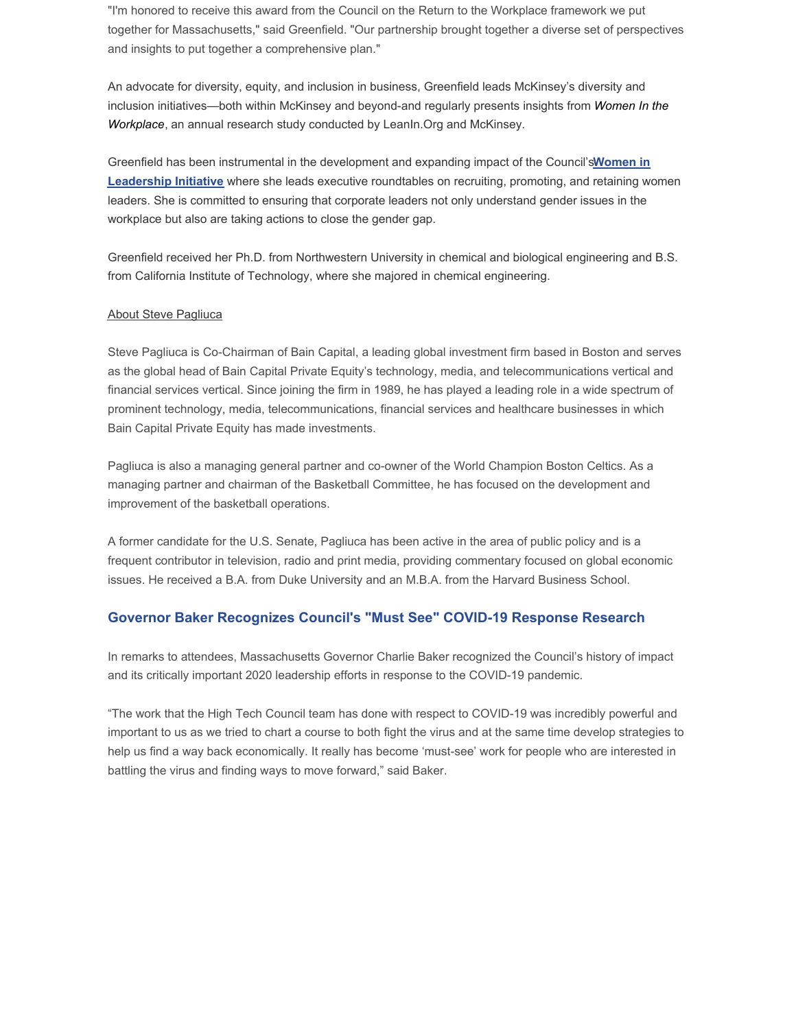"I'm honored to receive this award from the Council on the Return to the Workplace framework we put together for Massachusetts," said Greenfield. "Our partnership brought together a diverse set of perspectives and insights to put together a comprehensive plan."

An advocate for diversity, equity, and inclusion in business, Greenfield leads McKinsey's diversity and inclusion initiatives—both within McKinsey and beyond-and regularly presents insights from *Women In the Workplace*, an annual research study conducted by LeanIn.Org and McKinsey.

Greenfield has been instrumental in the development and expanding impact of the Council's **Women in Leadership Initiative** where she leads executive roundtables on recruiting, promoting, and retaining women leaders. She is committed to ensuring that corporate leaders not only understand gender issues in the workplace but also are taking actions to close the gender gap.

Greenfield received her Ph.D. from Northwestern University in chemical and biological engineering and B.S. from California Institute of Technology, where she majored in chemical engineering.

About Steve Pagliuca

Steve Pagliuca is Co-Chairman of Bain Capital, a leading global investment firm based in Boston and serves as the global head of Bain Capital Private Equity's technology, media, and telecommunications vertical and financial services vertical. Since joining the firm in 1989, he has played a leading role in a wide spectrum of prominent technology, media, telecommunications, financial services and healthcare businesses in which Bain Capital Private Equity has made investments.

Pagliuca is also a managing general partner and co-owner of the World Champion Boston Celtics. As a managing partner and chairman of the Basketball Committee, he has focused on the development and improvement of the basketball operations.

A former candidate for the U.S. Senate, Pagliuca has been active in the area of public policy and is a frequent contributor in television, radio and print media, providing commentary focused on global economic issues. He received a B.A. from Duke University and an M.B.A. from the Harvard Business School.

## Governor Baker Recognizes Council's "Must See" COVID-19 Response Research

In remarks to attendees, Massachusetts Governor Charlie Baker recognized the Council's history of impact and its critically important 2020 leadership efforts in response to the COVID-19 pandemic.

"The work that the High Tech Council team has done with respect to COVID-19 was incredibly powerful and important to us as we tried to chart a course to both fight the virus and at the same time develop strategies to help us find a way back economically. It really has become 'must-see' work for people who are interested in battling the virus and finding ways to move forward," said Baker.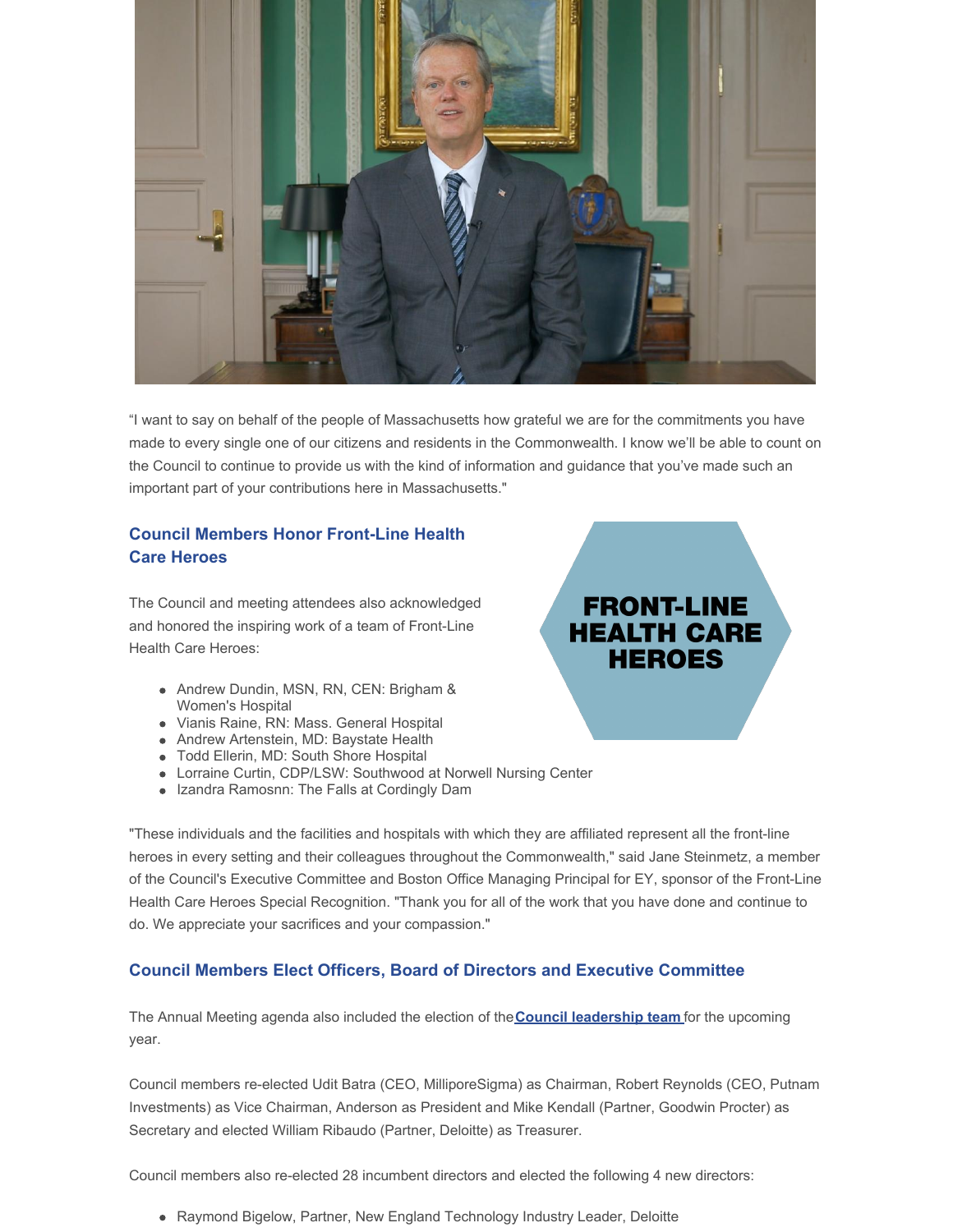"I want to say on behalf of the people of Massachusetts how grateful we are for the commitments you have made to every single one of our citizens and residents in the Commonwealth. I know we'll be able to count on the Council to continue to provide us with the kind of information and guidance that you've made such an important part of your contributions here in Massachusetts."

### Council Members Honor Front-Line Health Care Heroes

FRONT-LINE HEALTH CARE HEROES

The Council and meeting attendees also acknowledged and honored the inspiring work of a team of Front-Line Health Care Heroes:

- Andrew Dundin, MSN, RN, CEN: Brigham & Women's Hospital
- Vianis Raine, RN: Mass. General Hospital
- Andrew Artenstein, MD: Baystate Health
- Todd Ellerin, MD: South Shore Hospital
- Lorraine Curtin, CDP/LSW: Southwood at Norwell Nursing Center
- Izandra Ramosnn: The Falls at Cordingly Dam

"These individuals and the facilities and hospitals with which they are affiliated represent all the front-line heroes in every setting and their colleagues throughout the Commonwealth," said Jane Steinmetz, a member of the Council's Executive Committee and Boston Office Managing Principal for EY, sponsor of the Front-Line Health Care Heroes Special Recognition. "Thank you for all of the work that you have done and continue to do. We appreciate your sacrifices and your compassion."

### Council Members Elect Officers, Board of Directors and Executive Committee

The Annual Meeting agenda also included the election of the **Council leadership team** for the upcoming year.

Council members re-elected Udit Batra (CEO, MilliporeSigma) as Chairman, Robert Reynolds (CEO, Putnam Investments) as Vice Chairman, Anderson as President and Mike Kendall (Partner, Goodwin Procter) as Secretary and elected William Ribaudo (Partner, Deloitte) as Treasurer.

Council members also re-elected 28 incumbent directors and elected the following 4 new directors:

- Raymond Bigelow, Partner, New England Technology Industry Leader, Deloitte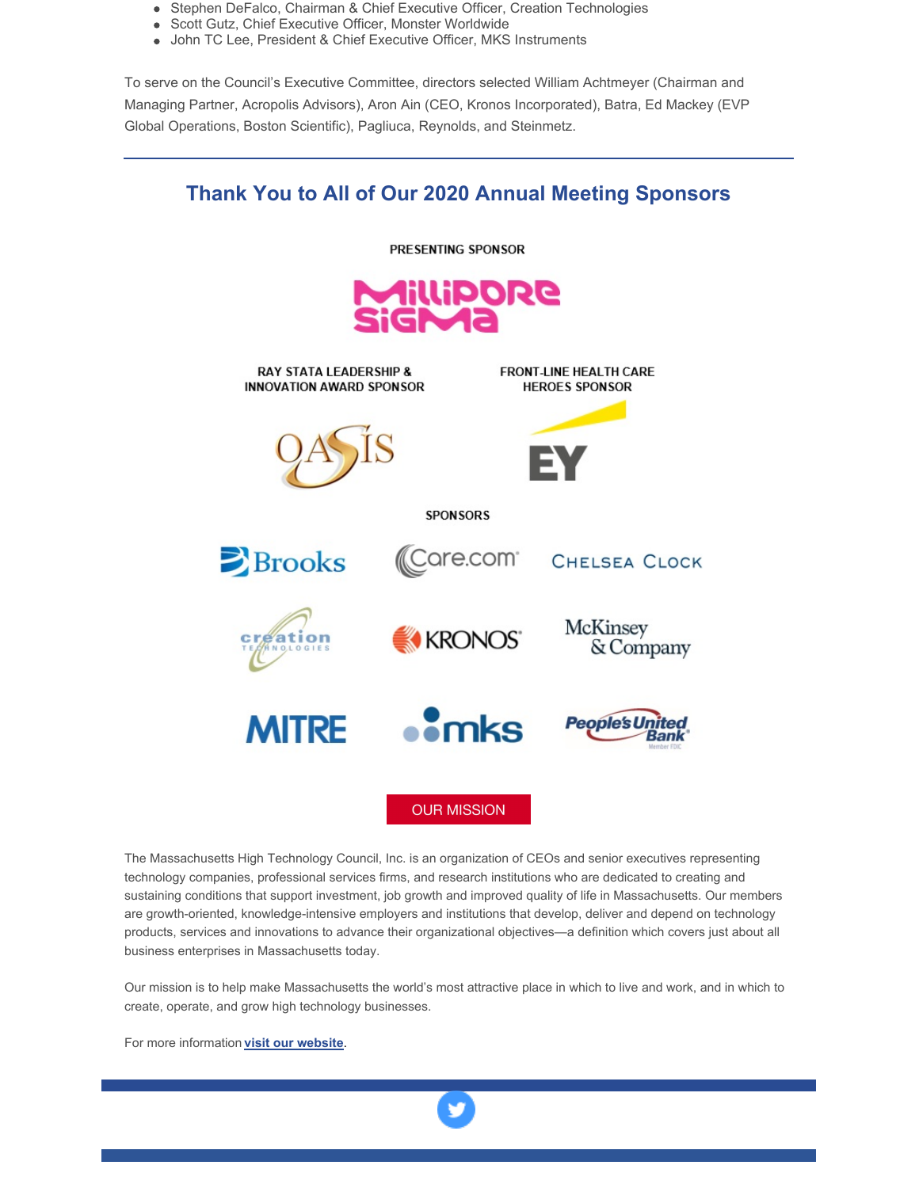- Stephen DeFalco, Chairman & Chief Executive Officer, Creation Technologies
- Scott Gutz, Chief Executive Officer, Monster Worldwide
- John TC Lee, President & Chief Executive Officer, MKS Instruments

To serve on the Council's Executive Committee, directors selected William Achtmeyer (Chairman and Managing Partner, Acropolis Advisors), Aron Ain (CEO, Kronos Incorporated), Batra, Ed Mackey (EVP Global Operations, Boston Scientific), Pagliuca, Reynolds, and Steinmetz.

## Thank You to All of Our 2020 Annual Meeting Sponsors

PRESENTING SPONSOR

MilliporeSigma

RAY STATA LEADERSHIP & INNOVATION AWARD SPONSOR

OASIS

FRONT-LINE HEALTH CARE HEROES SPONSOR

EY

SPONSORS

Brooks

Care.com

Chelsea Clock

creation technologies

KRONOS

McKinsey & Company

MITRE

mks

People's United Bank

OUR MISSION

The Massachusetts High Technology Council, Inc. is an organization of CEOs and senior executives representing technology companies, professional services firms, and research institutions who are dedicated to creating and sustaining conditions that support investment, job growth and improved quality of life in Massachusetts. Our members are growth-oriented, knowledge-intensive employers and institutions that develop, deliver and depend on technology products, services and innovations to advance their organizational objectives—a definition which covers just about all business enterprises in Massachusetts today.

Our mission is to help make Massachusetts the world's most attractive place in which to live and work, and in which to create, operate, and grow high technology businesses.

For more information **visit our website**.